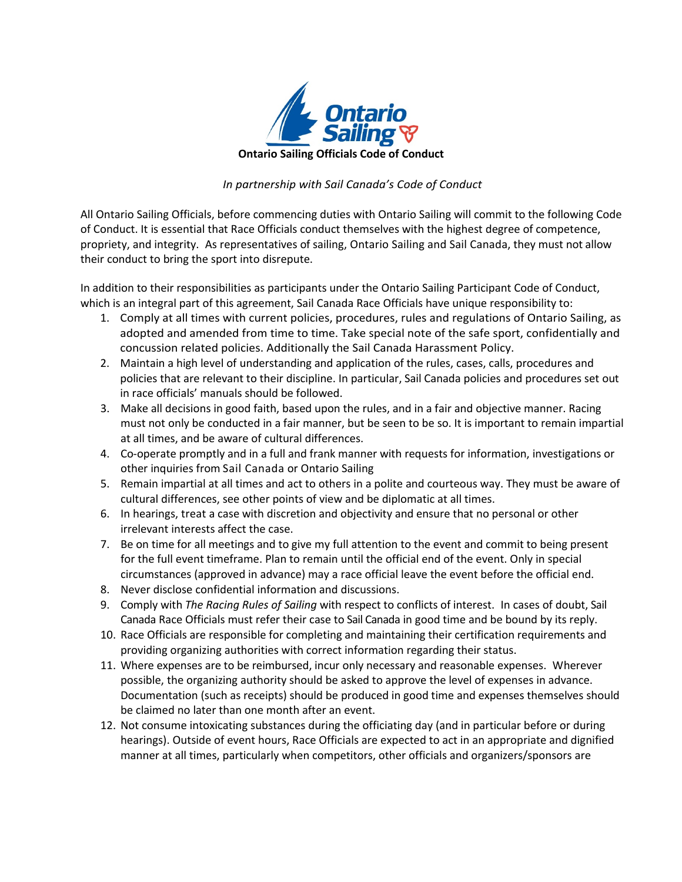# Ontario Sailing Officials Code of Conduct

*In partnership with Sail Canada's Code of Conduct*

All Ontario Sailing Officials, before commencing duties with Ontario Sailing will commit to the following Code of Conduct. It is essential that Race Officials conduct themselves with the highest degree of competence, propriety, and integrity. As representatives of sailing, Ontario Sailing and Sail Canada, they must not allow their conduct to bring the sport into disrepute.

In addition to their responsibilities as participants under the Ontario Sailing Participant Code of Conduct, which is an integral part of this agreement, Sail Canada Race Officials have unique responsibility to:

1. Comply at all times with current policies, procedures, rules and regulations of Ontario Sailing, as adopted and amended from time to time. Take special note of the safe sport, confidentially and concussion related policies. Additionally the Sail Canada Harassment Policy.
2. Maintain a high level of understanding and application of the rules, cases, calls, procedures and policies that are relevant to their discipline. In particular, Sail Canada policies and procedures set out in race officials' manuals should be followed.
3. Make all decisions in good faith, based upon the rules, and in a fair and objective manner. Racing must not only be conducted in a fair manner, but be seen to be so. It is important to remain impartial at all times, and be aware of cultural differences.
4. Co-operate promptly and in a full and frank manner with requests for information, investigations or other inquiries from Sail Canada or Ontario Sailing
5. Remain impartial at all times and act to others in a polite and courteous way. They must be aware of cultural differences, see other points of view and be diplomatic at all times.
6. In hearings, treat a case with discretion and objectivity and ensure that no personal or other irrelevant interests affect the case.
7. Be on time for all meetings and to give my full attention to the event and commit to being present for the full event timeframe. Plan to remain until the official end of the event. Only in special circumstances (approved in advance) may a race official leave the event before the official end.
8. Never disclose confidential information and discussions.
9. Comply with *The Racing Rules of Sailing* with respect to conflicts of interest. In cases of doubt, Sail Canada Race Officials must refer their case to Sail Canada in good time and be bound by its reply.
10. Race Officials are responsible for completing and maintaining their certification requirements and providing organizing authorities with correct information regarding their status.
11. Where expenses are to be reimbursed, incur only necessary and reasonable expenses. Wherever possible, the organizing authority should be asked to approve the level of expenses in advance. Documentation (such as receipts) should be produced in good time and expenses themselves should be claimed no later than one month after an event.
12. Not consume intoxicating substances during the officiating day (and in particular before or during hearings). Outside of event hours, Race Officials are expected to act in an appropriate and dignified manner at all times, particularly when competitors, other officials and organizers/sponsors are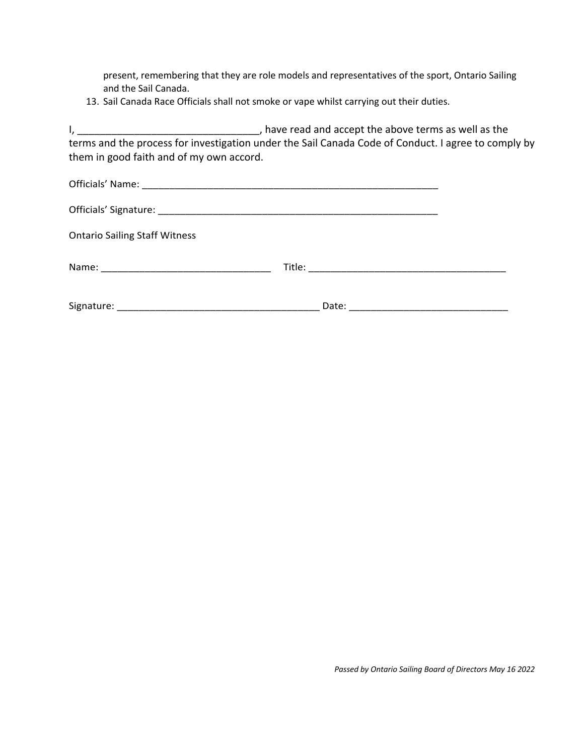present, remembering that they are role models and representatives of the sport, Ontario Sailing and the Sail Canada.

13. Sail Canada Race Officials shall not smoke or vape whilst carrying out their duties.

I, ________________________________, have read and accept the above terms as well as the terms and the process for investigation under the Sail Canada Code of Conduct. I agree to comply by them in good faith and of my own accord.

Officials' Name: ________________________________________________________

Officials' Signature: ______________________________________________________

Ontario Sailing Staff Witness

Name: ________________________________ Title: _____________________________________

Signature: ______________________________________ Date: ______________________________

*Passed by Ontario Sailing Board of Directors May 16 2022*